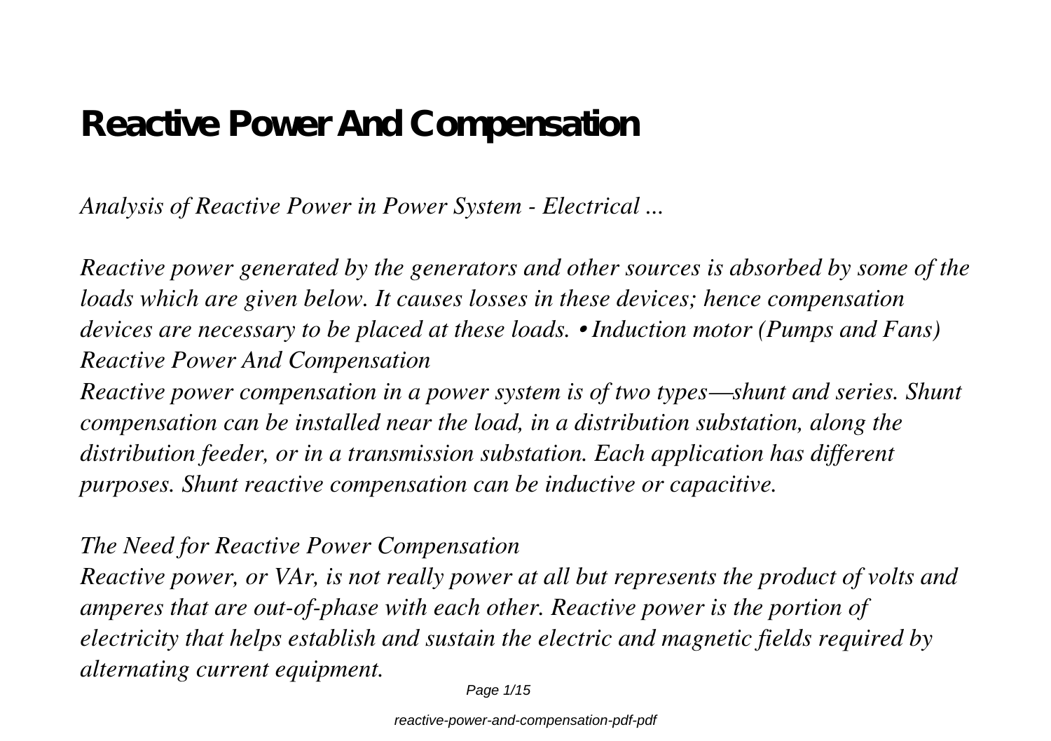# Reactive Power And Compensation

*Analysis of Reactive Power in Power System - Electrical ...*

*Reactive power generated by the generators and other sources is absorbed by some of the loads which are given below. It causes losses in these devices; hence compensation devices are necessary to be placed at these loads. • Induction motor (Pumps and Fans)*
*Reactive Power And Compensation*
*Reactive power compensation in a power system is of two types—shunt and series. Shunt compensation can be installed near the load, in a distribution substation, along the distribution feeder, or in a transmission substation. Each application has different purposes. Shunt reactive compensation can be inductive or capacitive.*

*The Need for Reactive Power Compensation*
*Reactive power, or VAr, is not really power at all but represents the product of volts and amperes that are out-of-phase with each other. Reactive power is the portion of electricity that helps establish and sustain the electric and magnetic fields required by alternating current equipment.*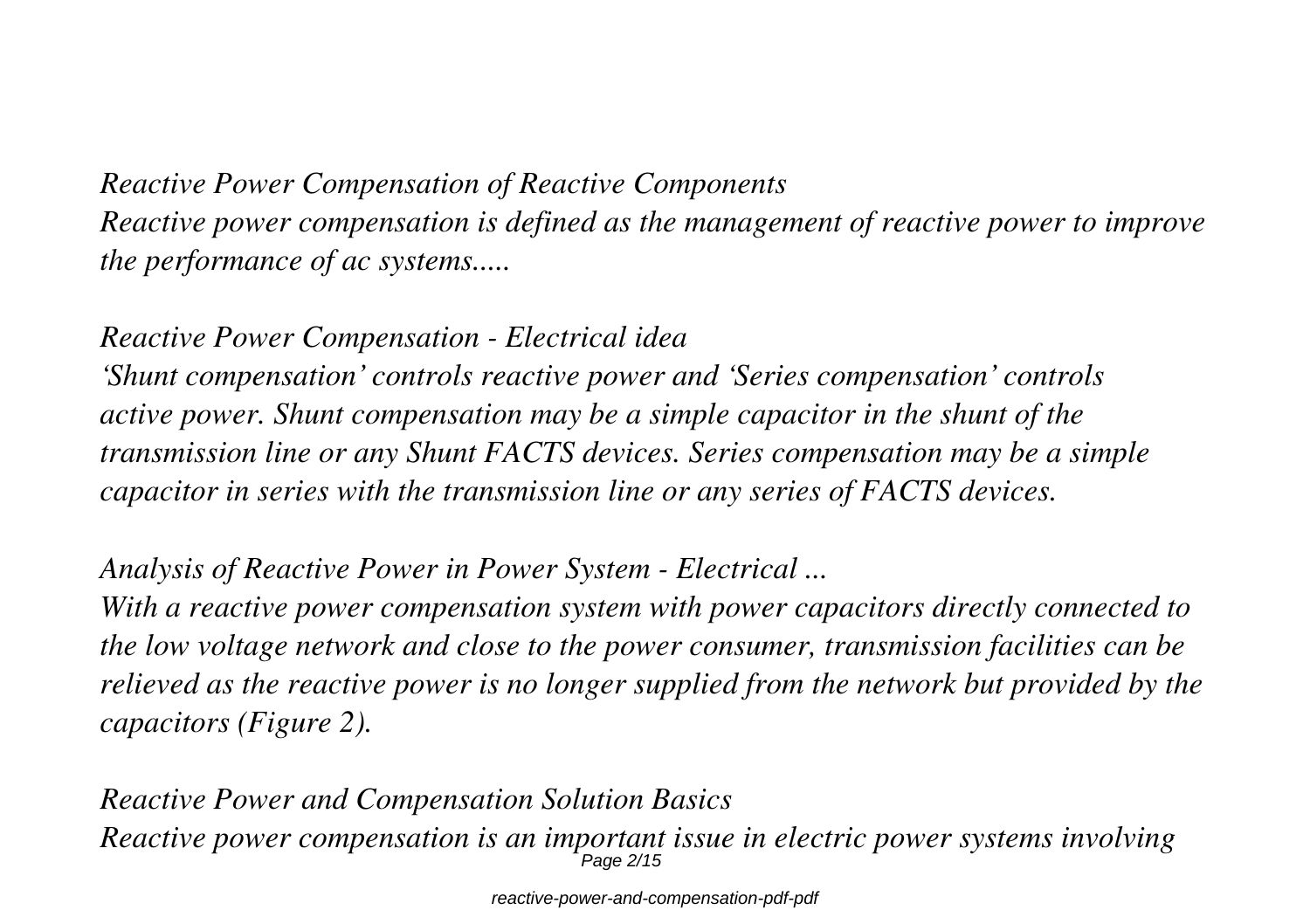*Reactive Power Compensation of Reactive Components*

*Reactive power compensation is defined as the management of reactive power to improve the performance of ac systems.....*

*Reactive Power Compensation - Electrical idea*

*'Shunt compensation' controls reactive power and 'Series compensation' controls active power. Shunt compensation may be a simple capacitor in the shunt of the transmission line or any Shunt FACTS devices. Series compensation may be a simple capacitor in series with the transmission line or any series of FACTS devices.*

*Analysis of Reactive Power in Power System - Electrical ...*

*With a reactive power compensation system with power capacitors directly connected to the low voltage network and close to the power consumer, transmission facilities can be relieved as the reactive power is no longer supplied from the network but provided by the capacitors (Figure 2).*

*Reactive Power and Compensation Solution Basics*

*Reactive power compensation is an important issue in electric power systems involving*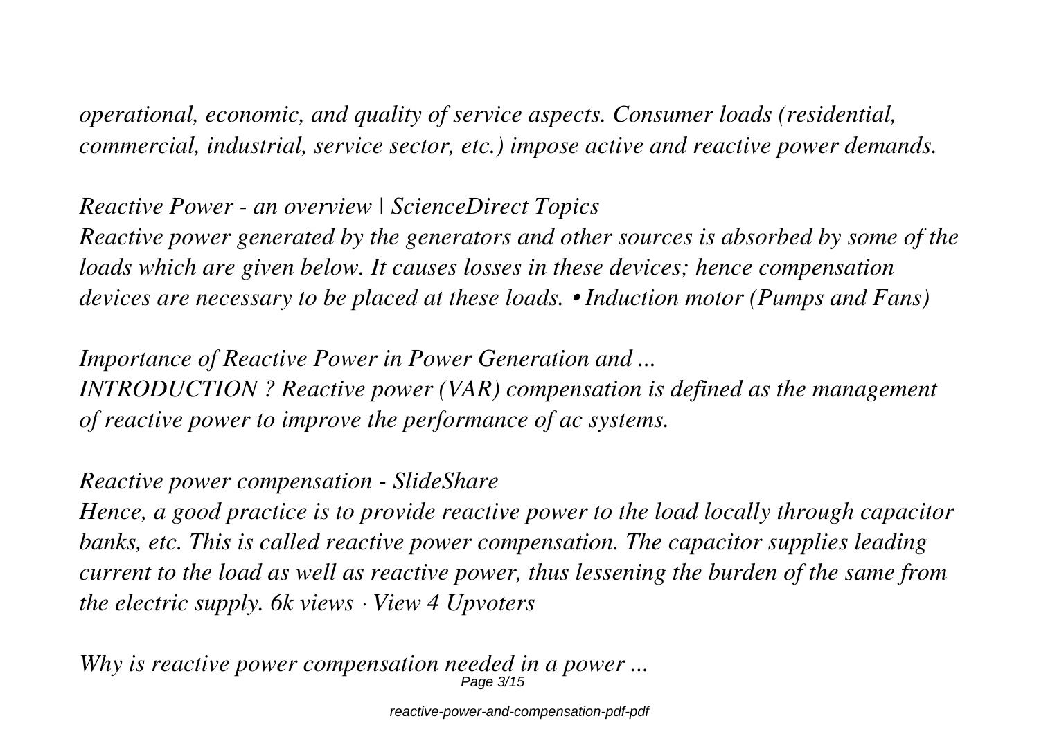*operational, economic, and quality of service aspects. Consumer loads (residential, commercial, industrial, service sector, etc.) impose active and reactive power demands.*

*Reactive Power - an overview | ScienceDirect Topics*
*Reactive power generated by the generators and other sources is absorbed by some of the loads which are given below. It causes losses in these devices; hence compensation devices are necessary to be placed at these loads. • Induction motor (Pumps and Fans)*

*Importance of Reactive Power in Power Generation and ...*
*INTRODUCTION ? Reactive power (VAR) compensation is defined as the management of reactive power to improve the performance of ac systems.*

*Reactive power compensation - SlideShare*
*Hence, a good practice is to provide reactive power to the load locally through capacitor banks, etc. This is called reactive power compensation. The capacitor supplies leading current to the load as well as reactive power, thus lessening the burden of the same from the electric supply. 6k views · View 4 Upvoters*

*Why is reactive power compensation needed in a power ...*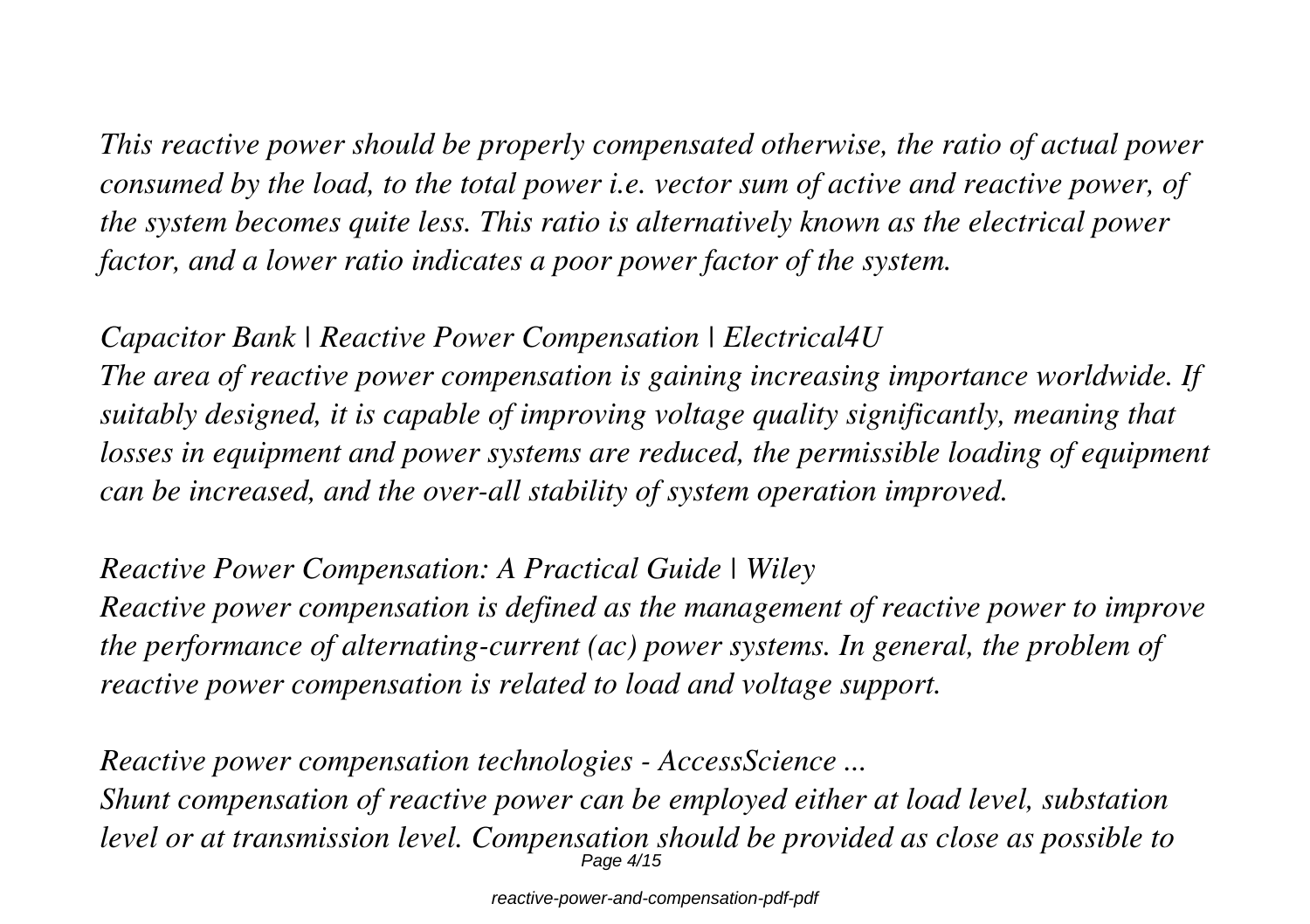*This reactive power should be properly compensated otherwise, the ratio of actual power consumed by the load, to the total power i.e. vector sum of active and reactive power, of the system becomes quite less. This ratio is alternatively known as the electrical power factor, and a lower ratio indicates a poor power factor of the system.*

*Capacitor Bank | Reactive Power Compensation | Electrical4U*
*The area of reactive power compensation is gaining increasing importance worldwide. If suitably designed, it is capable of improving voltage quality significantly, meaning that losses in equipment and power systems are reduced, the permissible loading of equipment can be increased, and the over-all stability of system operation improved.*

*Reactive Power Compensation: A Practical Guide | Wiley*
*Reactive power compensation is defined as the management of reactive power to improve the performance of alternating-current (ac) power systems. In general, the problem of reactive power compensation is related to load and voltage support.*

*Reactive power compensation technologies - AccessScience ...*
*Shunt compensation of reactive power can be employed either at load level, substation level or at transmission level. Compensation should be provided as close as possible to*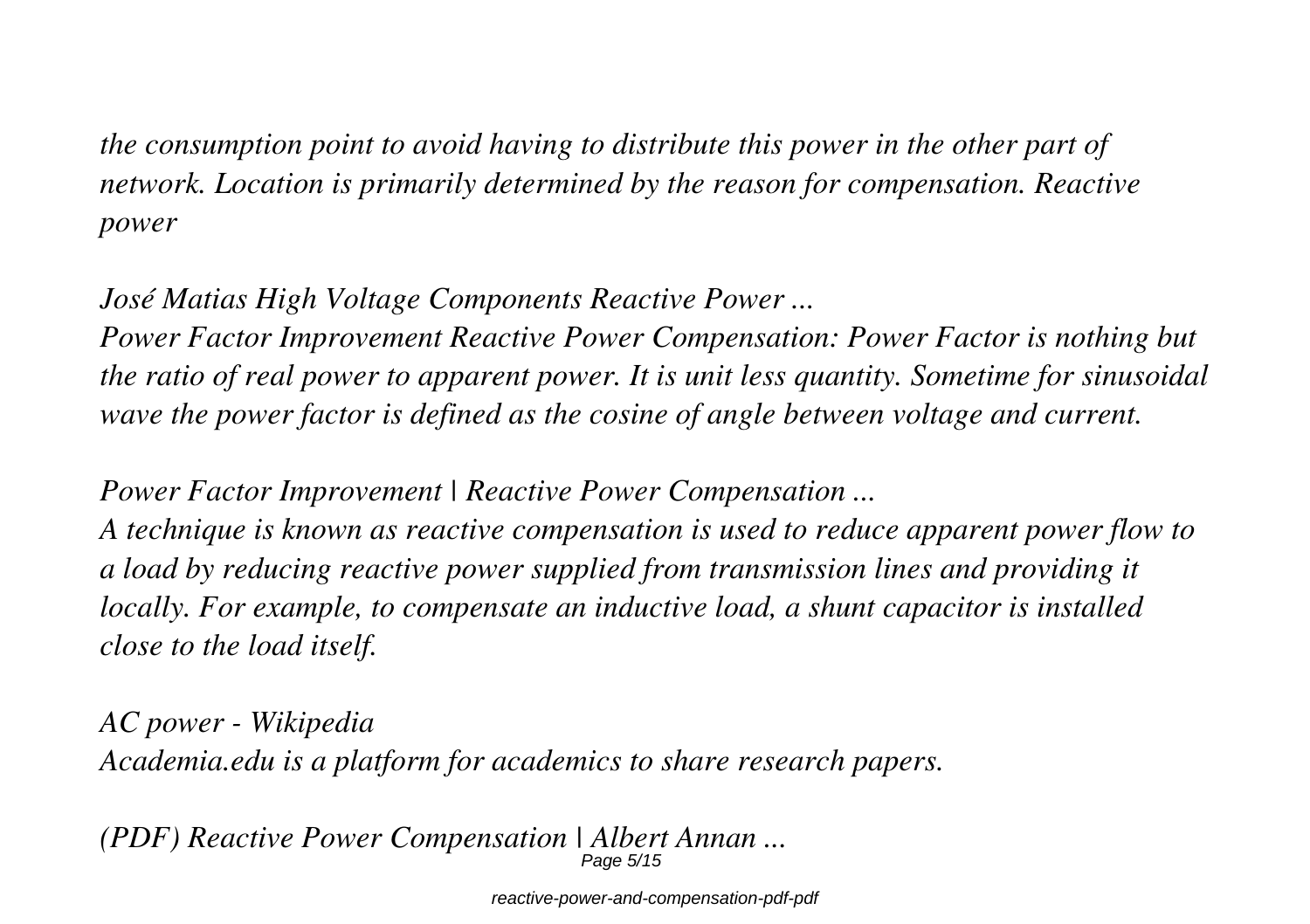*the consumption point to avoid having to distribute this power in the other part of network. Location is primarily determined by the reason for compensation. Reactive power*

*José Matias High Voltage Components Reactive Power ...*

*Power Factor Improvement Reactive Power Compensation: Power Factor is nothing but the ratio of real power to apparent power. It is unit less quantity. Sometime for sinusoidal wave the power factor is defined as the cosine of angle between voltage and current.*

*Power Factor Improvement | Reactive Power Compensation ...*

*A technique is known as reactive compensation is used to reduce apparent power flow to a load by reducing reactive power supplied from transmission lines and providing it locally. For example, to compensate an inductive load, a shunt capacitor is installed close to the load itself.*

*AC power - Wikipedia*

*Academia.edu is a platform for academics to share research papers.*

*(PDF) Reactive Power Compensation | Albert Annan ...*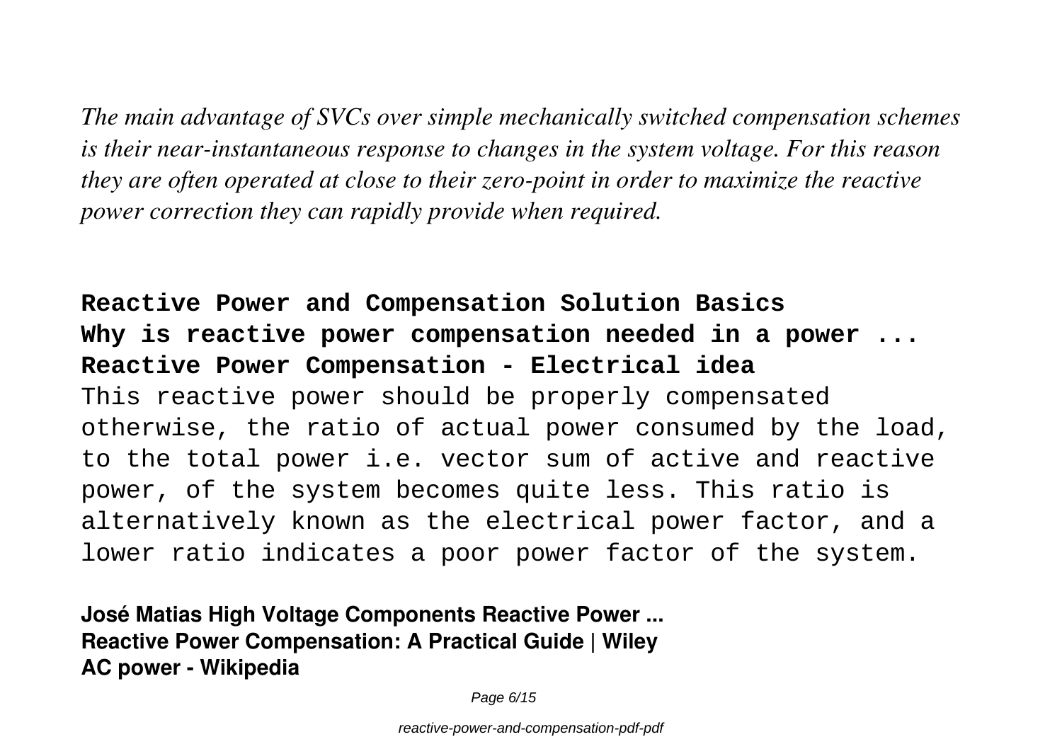*The main advantage of SVCs over simple mechanically switched compensation schemes is their near-instantaneous response to changes in the system voltage. For this reason they are often operated at close to their zero-point in order to maximize the reactive power correction they can rapidly provide when required.*

**Reactive Power and Compensation Solution Basics**
**Why is reactive power compensation needed in a power ...**
**Reactive Power Compensation - Electrical idea**

This reactive power should be properly compensated otherwise, the ratio of actual power consumed by the load, to the total power i.e. vector sum of active and reactive power, of the system becomes quite less. This ratio is alternatively known as the electrical power factor, and a lower ratio indicates a poor power factor of the system.

**José Matias High Voltage Components Reactive Power ...**
**Reactive Power Compensation: A Practical Guide | Wiley**
**AC power - Wikipedia**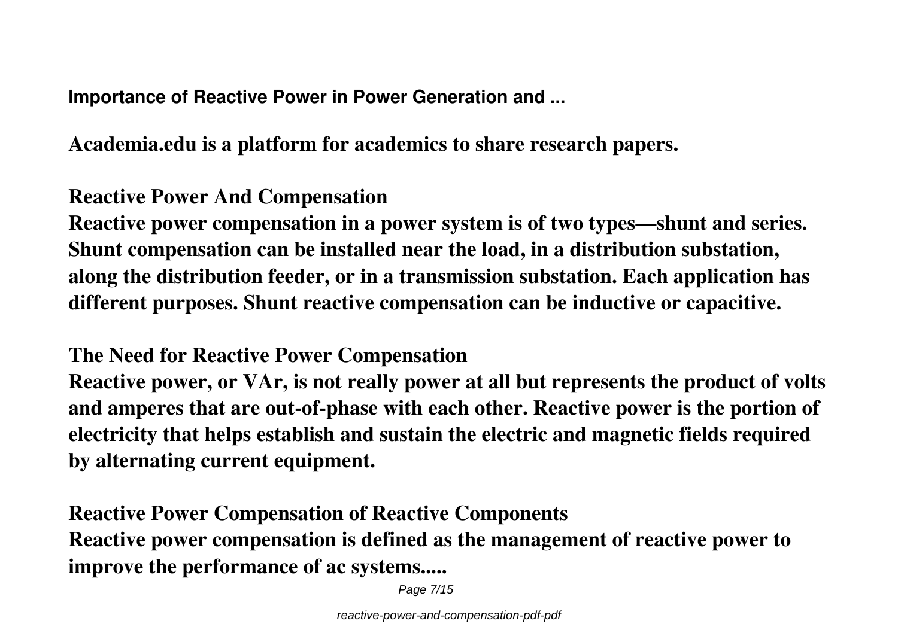**Importance of Reactive Power in Power Generation and ...**

**Academia.edu is a platform for academics to share research papers.**

**Reactive Power And Compensation**

**Reactive power compensation in a power system is of two types—shunt and series. Shunt compensation can be installed near the load, in a distribution substation, along the distribution feeder, or in a transmission substation. Each application has different purposes. Shunt reactive compensation can be inductive or capacitive.**

**The Need for Reactive Power Compensation**

**Reactive power, or VAr, is not really power at all but represents the product of volts and amperes that are out-of-phase with each other. Reactive power is the portion of electricity that helps establish and sustain the electric and magnetic fields required by alternating current equipment.**

**Reactive Power Compensation of Reactive Components**

**Reactive power compensation is defined as the management of reactive power to improve the performance of ac systems.....**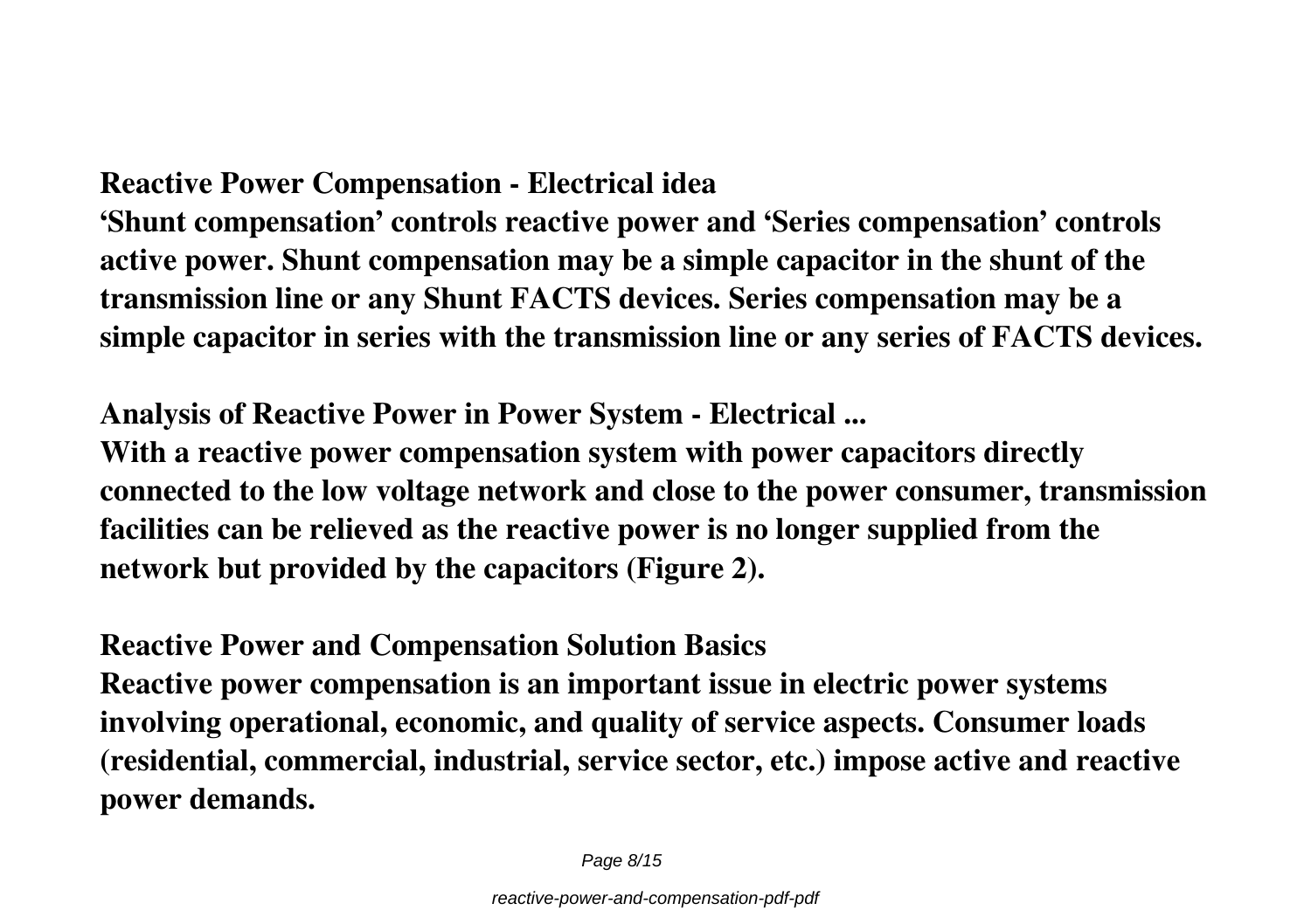**Reactive Power Compensation - Electrical idea**

**'Shunt compensation' controls reactive power and 'Series compensation' controls active power. Shunt compensation may be a simple capacitor in the shunt of the transmission line or any Shunt FACTS devices. Series compensation may be a simple capacitor in series with the transmission line or any series of FACTS devices.**

**Analysis of Reactive Power in Power System - Electrical ...**

**With a reactive power compensation system with power capacitors directly connected to the low voltage network and close to the power consumer, transmission facilities can be relieved as the reactive power is no longer supplied from the network but provided by the capacitors (Figure 2).**

**Reactive Power and Compensation Solution Basics**

**Reactive power compensation is an important issue in electric power systems involving operational, economic, and quality of service aspects. Consumer loads (residential, commercial, industrial, service sector, etc.) impose active and reactive power demands.**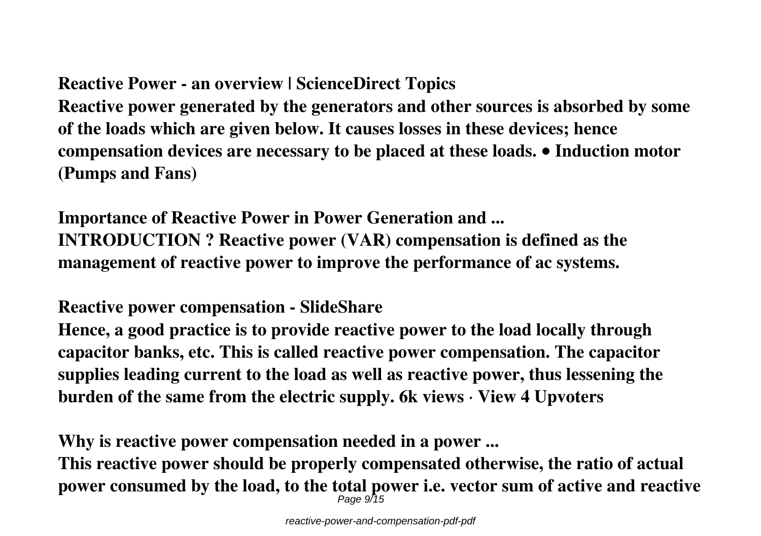**Reactive Power - an overview | ScienceDirect Topics**

**Reactive power generated by the generators and other sources is absorbed by some of the loads which are given below. It causes losses in these devices; hence compensation devices are necessary to be placed at these loads. • Induction motor (Pumps and Fans)**

**Importance of Reactive Power in Power Generation and ...**

**INTRODUCTION ? Reactive power (VAR) compensation is defined as the management of reactive power to improve the performance of ac systems.**

**Reactive power compensation - SlideShare**

**Hence, a good practice is to provide reactive power to the load locally through capacitor banks, etc. This is called reactive power compensation. The capacitor supplies leading current to the load as well as reactive power, thus lessening the burden of the same from the electric supply. 6k views · View 4 Upvoters**

**Why is reactive power compensation needed in a power ...**

**This reactive power should be properly compensated otherwise, the ratio of actual power consumed by the load, to the total power i.e. vector sum of active and reactive**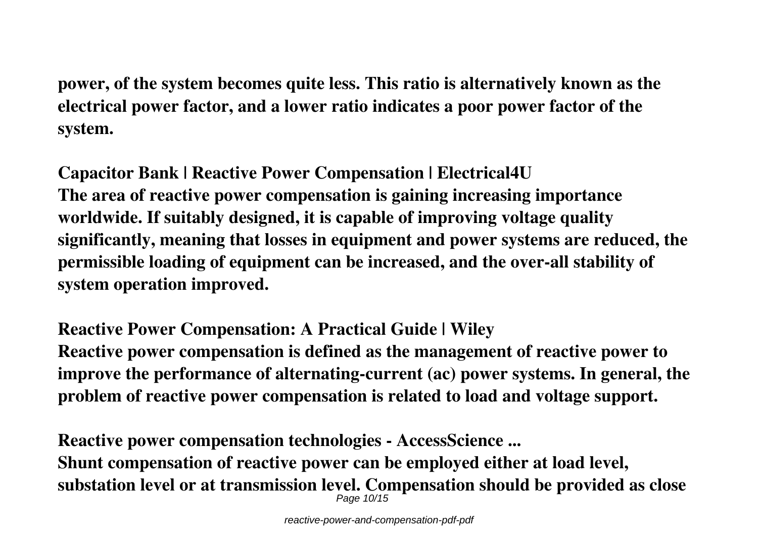**power, of the system becomes quite less. This ratio is alternatively known as the electrical power factor, and a lower ratio indicates a poor power factor of the system.**

**Capacitor Bank | Reactive Power Compensation | Electrical4U**

**The area of reactive power compensation is gaining increasing importance worldwide. If suitably designed, it is capable of improving voltage quality significantly, meaning that losses in equipment and power systems are reduced, the permissible loading of equipment can be increased, and the over-all stability of system operation improved.**

**Reactive Power Compensation: A Practical Guide | Wiley**

**Reactive power compensation is defined as the management of reactive power to improve the performance of alternating-current (ac) power systems. In general, the problem of reactive power compensation is related to load and voltage support.**

**Reactive power compensation technologies - AccessScience ...**

**Shunt compensation of reactive power can be employed either at load level, substation level or at transmission level. Compensation should be provided as close**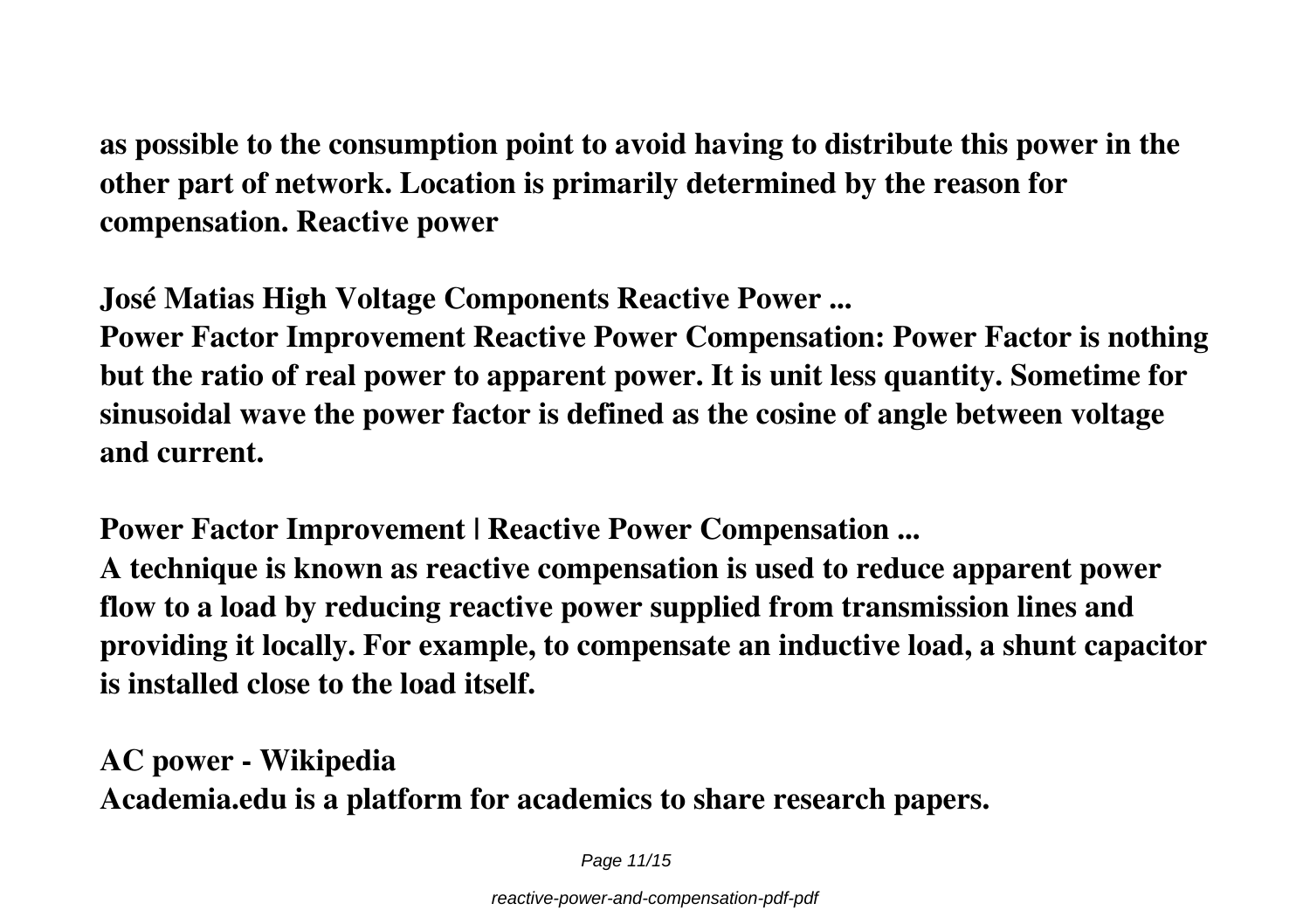**as possible to the consumption point to avoid having to distribute this power in the other part of network. Location is primarily determined by the reason for compensation. Reactive power**

**José Matias High Voltage Components Reactive Power ...**

**Power Factor Improvement Reactive Power Compensation: Power Factor is nothing but the ratio of real power to apparent power. It is unit less quantity. Sometime for sinusoidal wave the power factor is defined as the cosine of angle between voltage and current.**

**Power Factor Improvement | Reactive Power Compensation ...**

**A technique is known as reactive compensation is used to reduce apparent power flow to a load by reducing reactive power supplied from transmission lines and providing it locally. For example, to compensate an inductive load, a shunt capacitor is installed close to the load itself.**

**AC power - Wikipedia**

**Academia.edu is a platform for academics to share research papers.**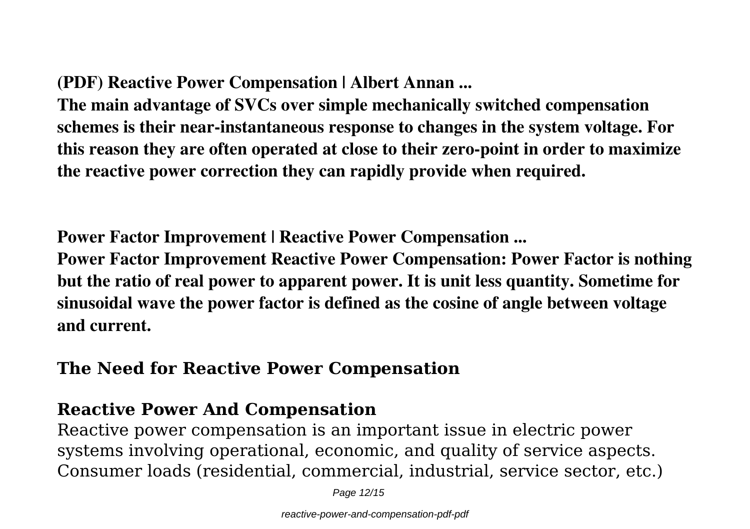**(PDF) Reactive Power Compensation | Albert Annan ...**

**The main advantage of SVCs over simple mechanically switched compensation schemes is their near-instantaneous response to changes in the system voltage. For this reason they are often operated at close to their zero-point in order to maximize the reactive power correction they can rapidly provide when required.**

**Power Factor Improvement | Reactive Power Compensation ...**

**Power Factor Improvement Reactive Power Compensation: Power Factor is nothing but the ratio of real power to apparent power. It is unit less quantity. Sometime for sinusoidal wave the power factor is defined as the cosine of angle between voltage and current.**

## The Need for Reactive Power Compensation

## Reactive Power And Compensation

Reactive power compensation is an important issue in electric power systems involving operational, economic, and quality of service aspects. Consumer loads (residential, commercial, industrial, service sector, etc.)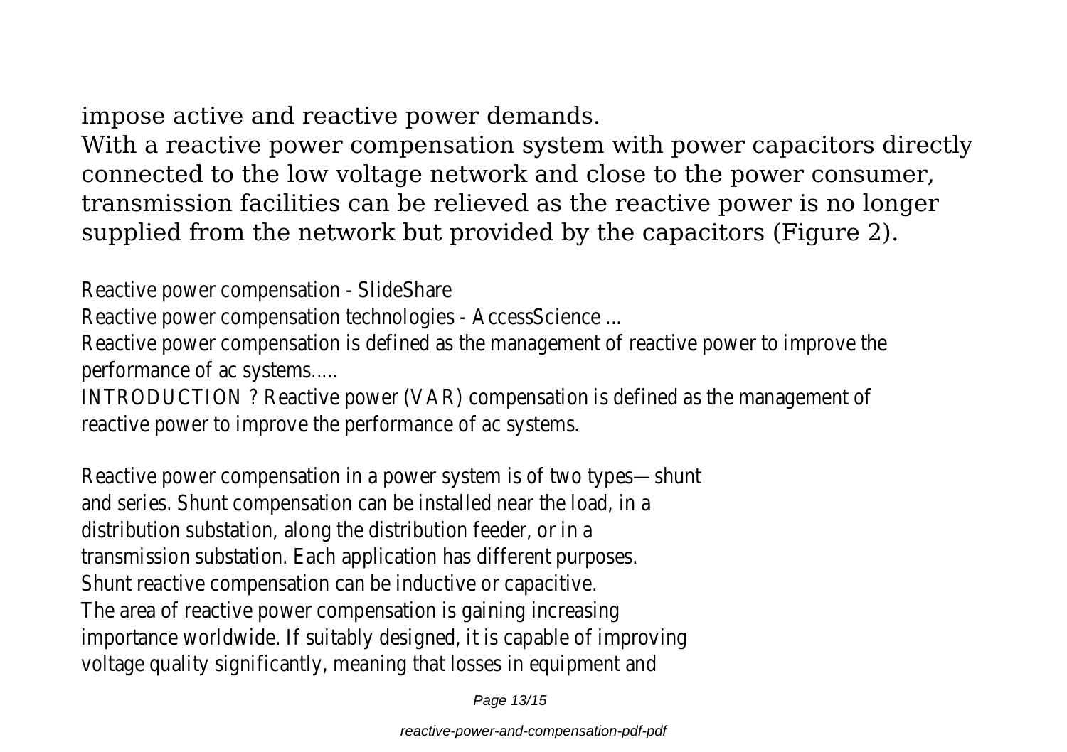impose active and reactive power demands.

With a reactive power compensation system with power capacitors directly connected to the low voltage network and close to the power consumer, transmission facilities can be relieved as the reactive power is no longer supplied from the network but provided by the capacitors (Figure 2).

Reactive power compensation - SlideShare

Reactive power compensation technologies - AccessScience ...

Reactive power compensation is defined as the management of reactive power to improve the performance of ac systems.....

INTRODUCTION ? Reactive power (VAR) compensation is defined as the management of reactive power to improve the performance of ac systems.

Reactive power compensation in a power system is of two types—shunt and series. Shunt compensation can be installed near the load, in a distribution substation, along the distribution feeder, or in a transmission substation. Each application has different purposes. Shunt reactive compensation can be inductive or capacitive.

The area of reactive power compensation is gaining increasing importance worldwide. If suitably designed, it is capable of improving voltage quality significantly, meaning that losses in equipment and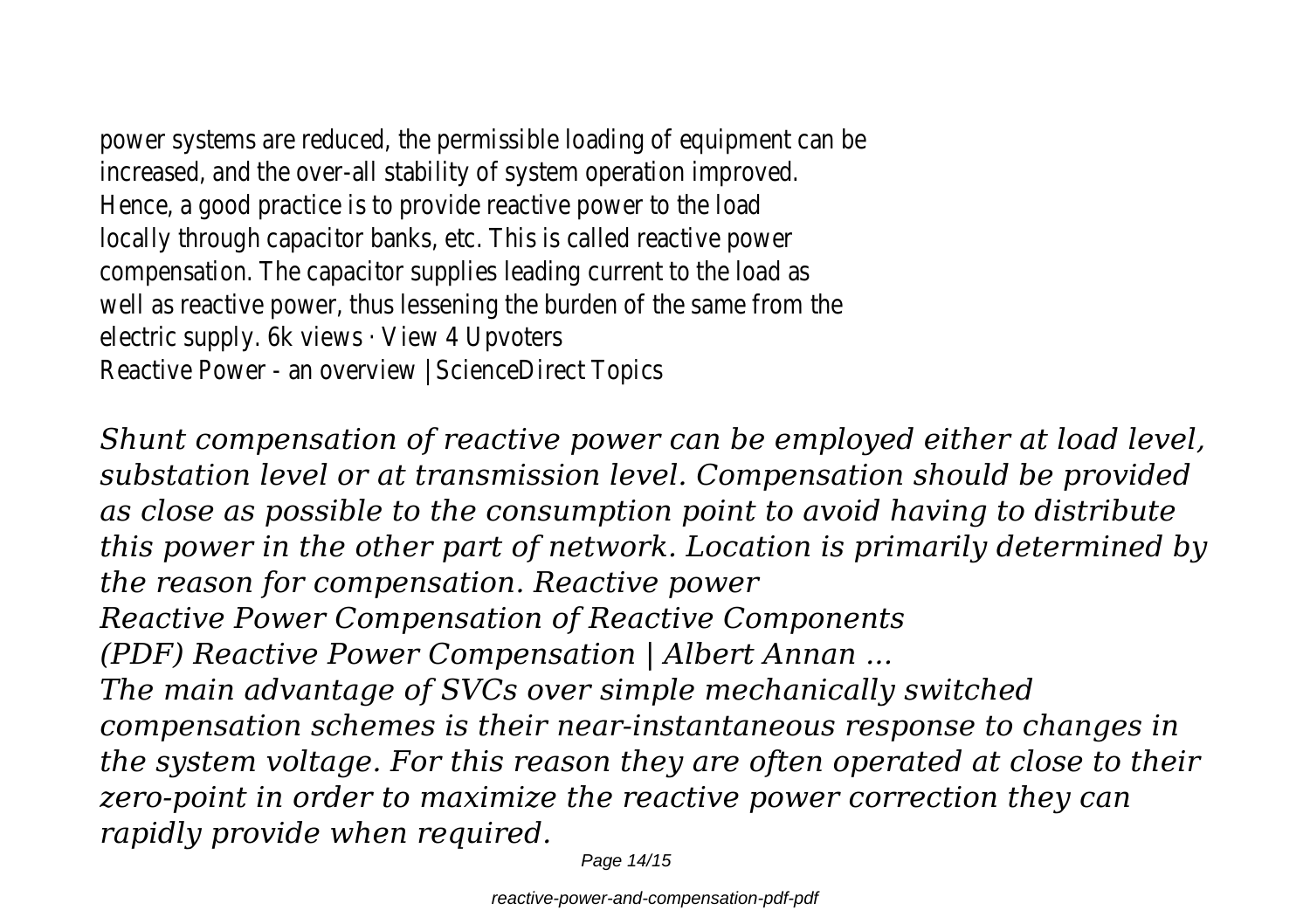power systems are reduced, the permissible loading of equipment can be increased, and the over-all stability of system operation improved. Hence, a good practice is to provide reactive power to the load locally through capacitor banks, etc. This is called reactive power compensation. The capacitor supplies leading current to the load as well as reactive power, thus lessening the burden of the same from the electric supply. 6k views · View 4 Upvoters
Reactive Power - an overview | ScienceDirect Topics

*Shunt compensation of reactive power can be employed either at load level, substation level or at transmission level. Compensation should be provided as close as possible to the consumption point to avoid having to distribute this power in the other part of network. Location is primarily determined by the reason for compensation. Reactive power*
*Reactive Power Compensation of Reactive Components*
*(PDF) Reactive Power Compensation | Albert Annan ...*
*The main advantage of SVCs over simple mechanically switched compensation schemes is their near-instantaneous response to changes in the system voltage. For this reason they are often operated at close to their zero-point in order to maximize the reactive power correction they can rapidly provide when required.*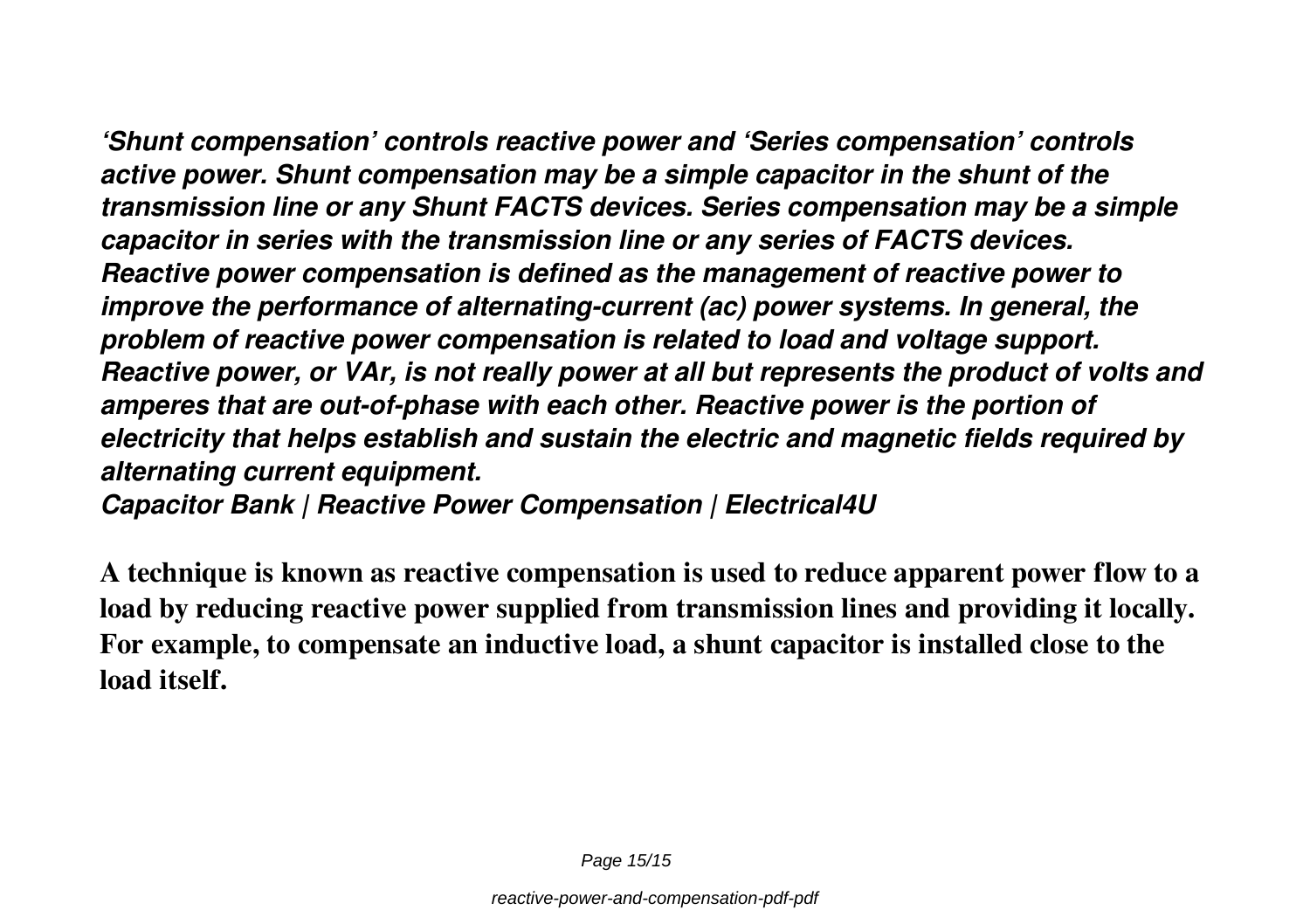*‘Shunt compensation’ controls reactive power and ‘Series compensation’ controls active power. Shunt compensation may be a simple capacitor in the shunt of the transmission line or any Shunt FACTS devices. Series compensation may be a simple capacitor in series with the transmission line or any series of FACTS devices.*
*Reactive power compensation is defined as the management of reactive power to improve the performance of alternating-current (ac) power systems. In general, the problem of reactive power compensation is related to load and voltage support.*
*Reactive power, or VAr, is not really power at all but represents the product of volts and amperes that are out-of-phase with each other. Reactive power is the portion of electricity that helps establish and sustain the electric and magnetic fields required by alternating current equipment.*
*Capacitor Bank | Reactive Power Compensation | Electrical4U*

**A technique is known as reactive compensation is used to reduce apparent power flow to a load by reducing reactive power supplied from transmission lines and providing it locally. For example, to compensate an inductive load, a shunt capacitor is installed close to the load itself.**